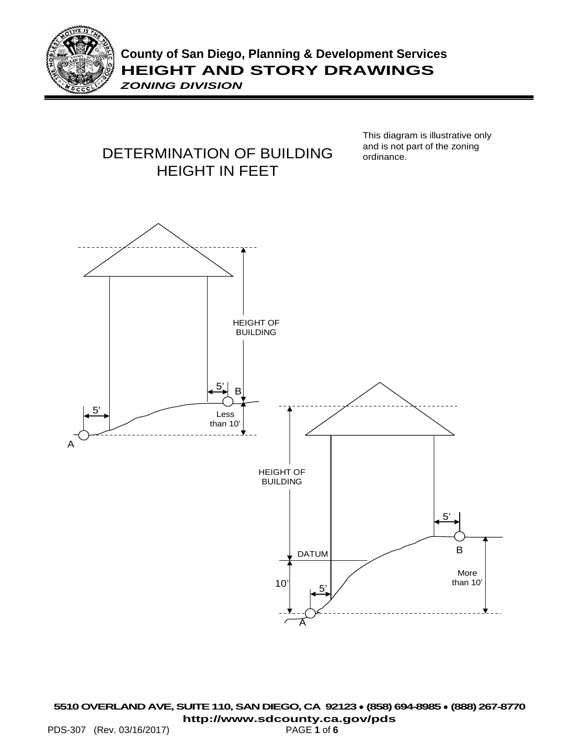# County of San Diego, Planning & Development Services

## HEIGHT AND STORY DRAWINGS

***ZONING DIVISION***

## DETERMINATION OF BUILDING HEIGHT IN FEET

This diagram is illustrative only and is not part of the zoning ordinance.

HEIGHT OF BUILDING

5'

B

5'

Less than 10'

A

HEIGHT OF BUILDING

5'

B

DATUM

More than 10'

10'

5'

A

**5510 OVERLAND AVE, SUITE 110, SAN DIEGO, CA 92123 • (858) 694-8985 • (888) 267-8770**

**http://www.sdcounty.ca.gov/pds**

PDS-307 (Rev. 03/16/2017)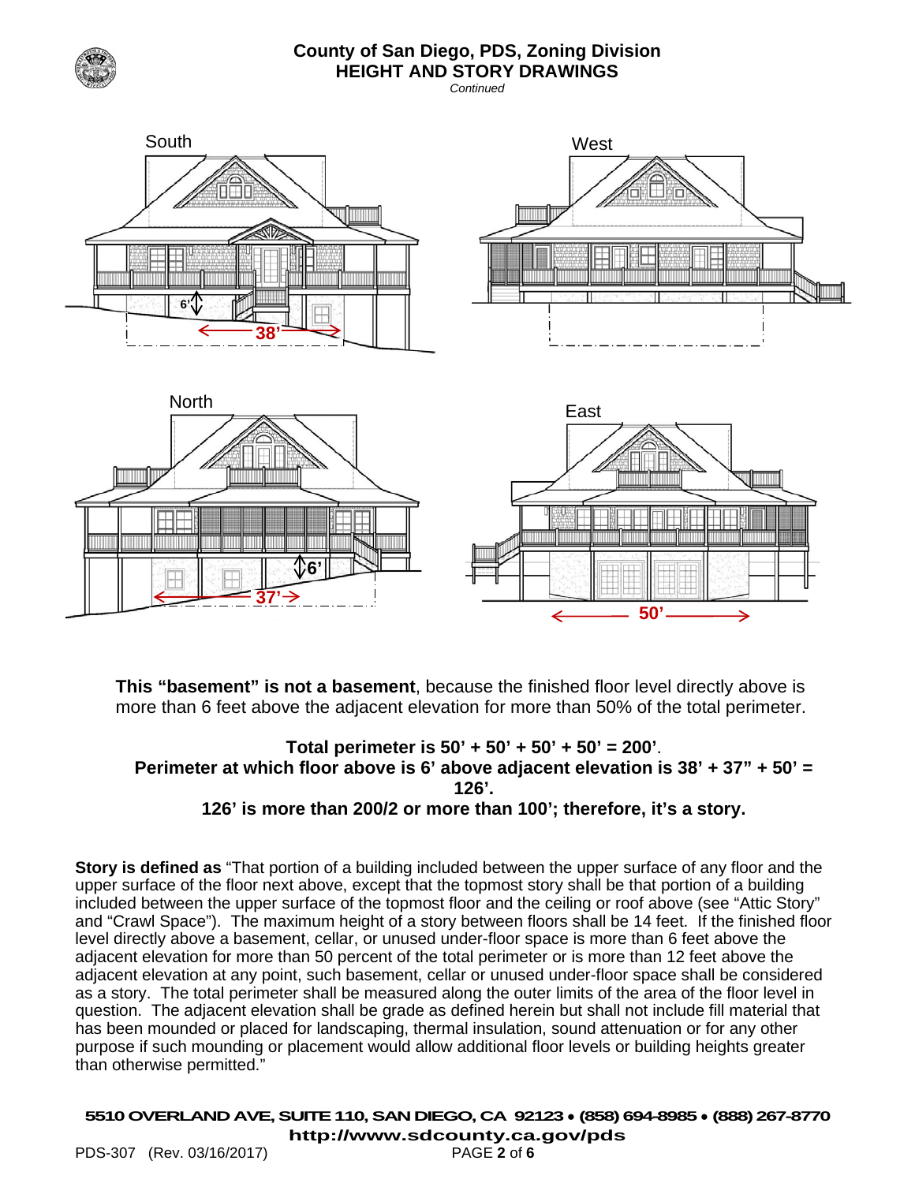## County of San Diego, PDS, Zoning Division
## HEIGHT AND STORY DRAWINGS
*Continued*

South

6'

38'

West

North

6'

37'

East

50'

**This "basement" is not a basement**, because the finished floor level directly above is more than 6 feet above the adjacent elevation for more than 50% of the total perimeter.

**Total perimeter is 50' + 50' + 50' + 50' = 200'**.
**Perimeter at which floor above is 6' above adjacent elevation is 38' + 37" + 50' = 126'.**
**126' is more than 200/2 or more than 100'; therefore, it's a story.**

**Story is defined as** "That portion of a building included between the upper surface of any floor and the upper surface of the floor next above, except that the topmost story shall be that portion of a building included between the upper surface of the topmost floor and the ceiling or roof above (see "Attic Story" and "Crawl Space"). The maximum height of a story between floors shall be 14 feet. If the finished floor level directly above a basement, cellar, or unused under-floor space is more than 6 feet above the adjacent elevation for more than 50 percent of the total perimeter or is more than 12 feet above the adjacent elevation at any point, such basement, cellar or unused under-floor space shall be considered as a story. The total perimeter shall be measured along the outer limits of the area of the floor level in question. The adjacent elevation shall be grade as defined herein but shall not include fill material that has been mounded or placed for landscaping, thermal insulation, sound attenuation or for any other purpose if such mounding or placement would allow additional floor levels or building heights greater than otherwise permitted."

**5510 OVERLAND AVE, SUITE 110, SAN DIEGO, CA 92123 • (858) 694-8985 • (888) 267-8770**
**http://www.sdcounty.ca.gov/pds**

PDS-307 (Rev. 03/16/2017)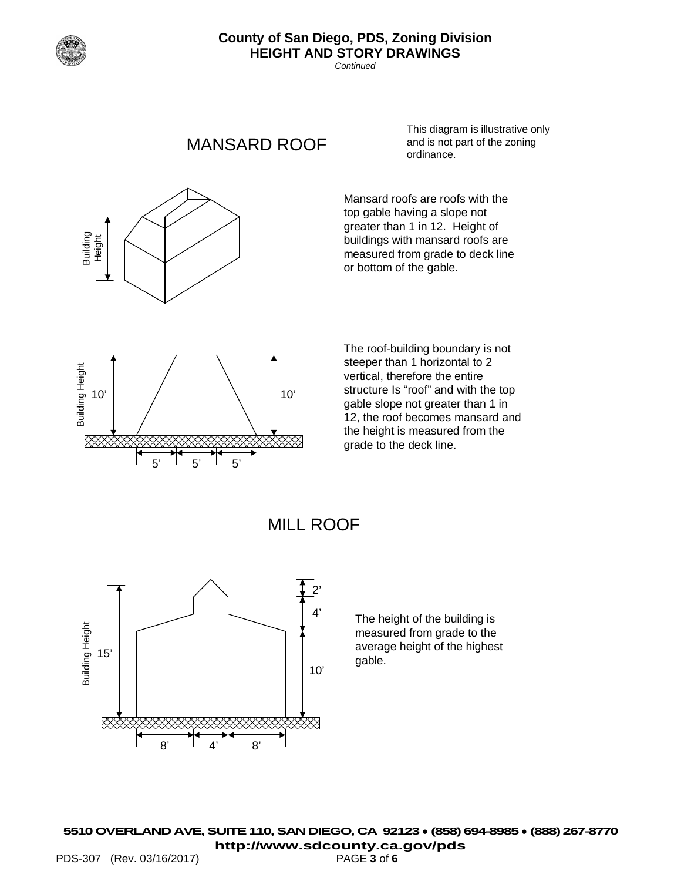County of San Diego, PDS, Zoning Division
**HEIGHT AND STORY DRAWINGS**
*Continued*

## MANSARD ROOF

This diagram is illustrative only and is not part of the zoning ordinance.

Mansard roofs are roofs with the top gable having a slope not greater than 1 in 12. Height of buildings with mansard roofs are measured from grade to deck line or bottom of the gable.

Building Height

The roof-building boundary is not steeper than 1 horizontal to 2 vertical, therefore the entire structure Is "roof" and with the top gable slope not greater than 1 in 12, the roof becomes mansard and the height is measured from the grade to the deck line.

Building Height 10' 10'

5' 5' 5'

## MILL ROOF

Building Height 15'

2' 4' 10'

8' 4' 8'

The height of the building is measured from grade to the average height of the highest gable.

**5510 OVERLAND AVE, SUITE 110, SAN DIEGO, CA 92123 • (858) 694-8985 • (888) 267-8770**
**http://www.sdcounty.ca.gov/pds**
PDS-307 (Rev. 03/16/2017)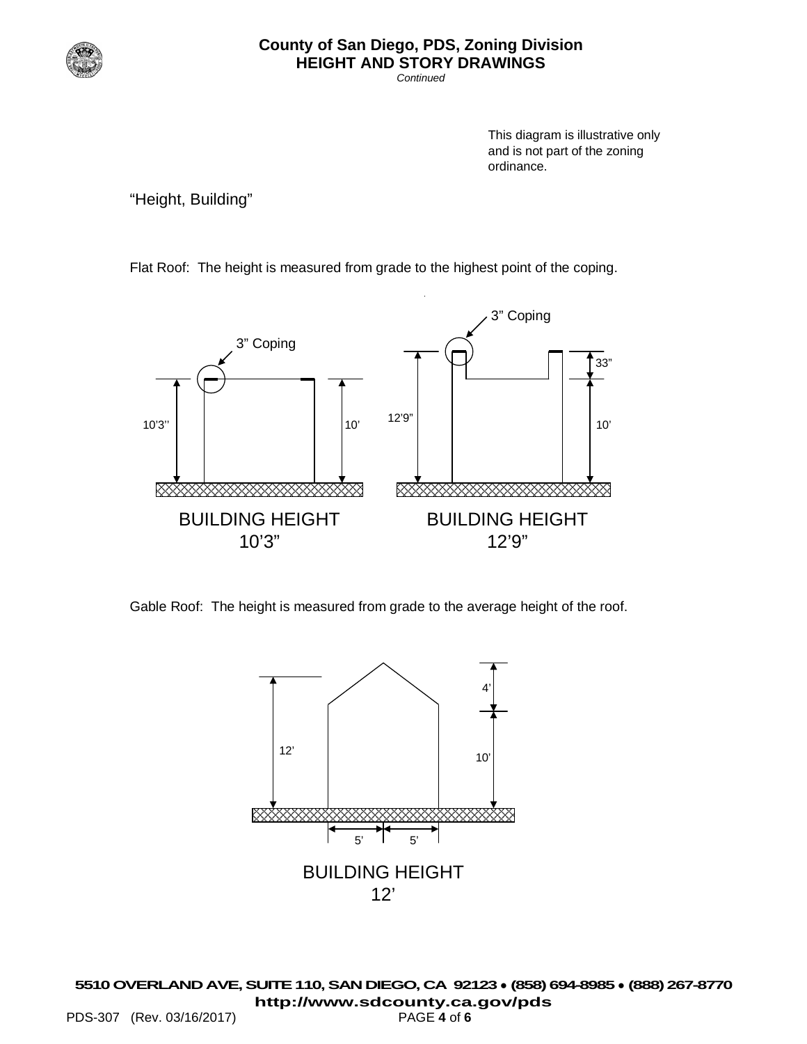This diagram is illustrative only and is not part of the zoning ordinance.

"Height, Building"

Flat Roof: The height is measured from grade to the highest point of the coping.

3" Coping

10'3"

10'

BUILDING HEIGHT
10'3"

3" Coping

12'9"

33"

10'

BUILDING HEIGHT
12'9"

Gable Roof: The height is measured from grade to the average height of the roof.

12'

4'

10'

5' 5'

BUILDING HEIGHT
12'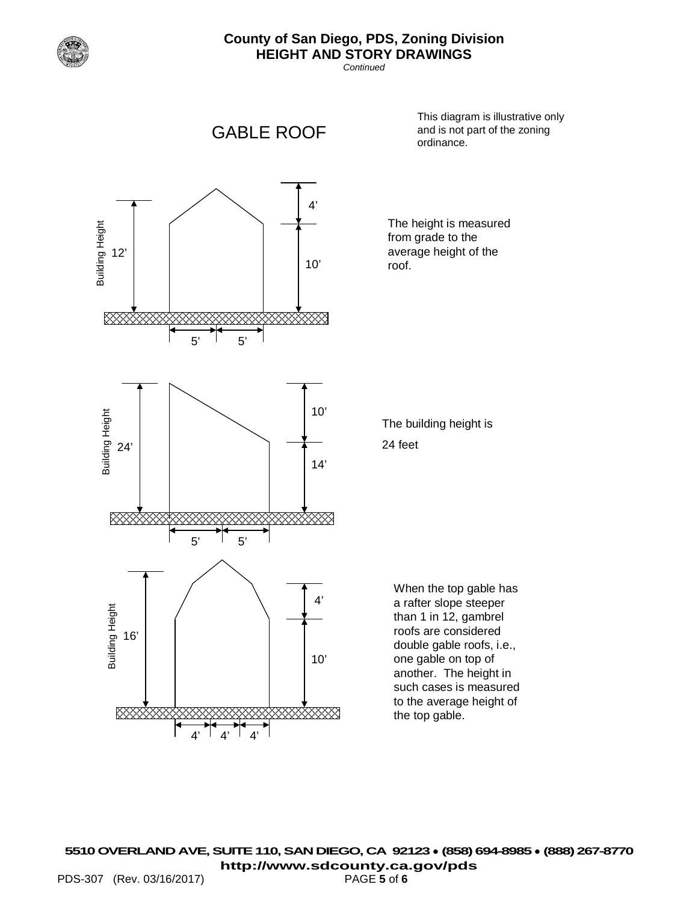# County of San Diego, PDS, Zoning Division

## HEIGHT AND STORY DRAWINGS

*Continued*

### GABLE ROOF

This diagram is illustrative only and is not part of the zoning ordinance.

Building Height 12’ | 4’ | 10’ | 5’ 5’

The height is measured from grade to the average height of the roof.

Building Height 24’ | 10’ | 14’ | 5’ 5’

The building height is 24 feet

Building Height 16’ | 4’ | 10’ | 4’ 4’ 4’

When the top gable has a rafter slope steeper than 1 in 12, gambrel roofs are considered double gable roofs, i.e., one gable on top of another. The height in such cases is measured to the average height of the top gable.

**5510 OVERLAND AVE, SUITE 110, SAN DIEGO, CA 92123 • (858) 694-8985 • (888) 267-8770**
**http://www.sdcounty.ca.gov/pds**

PDS-307 (Rev. 03/16/2017)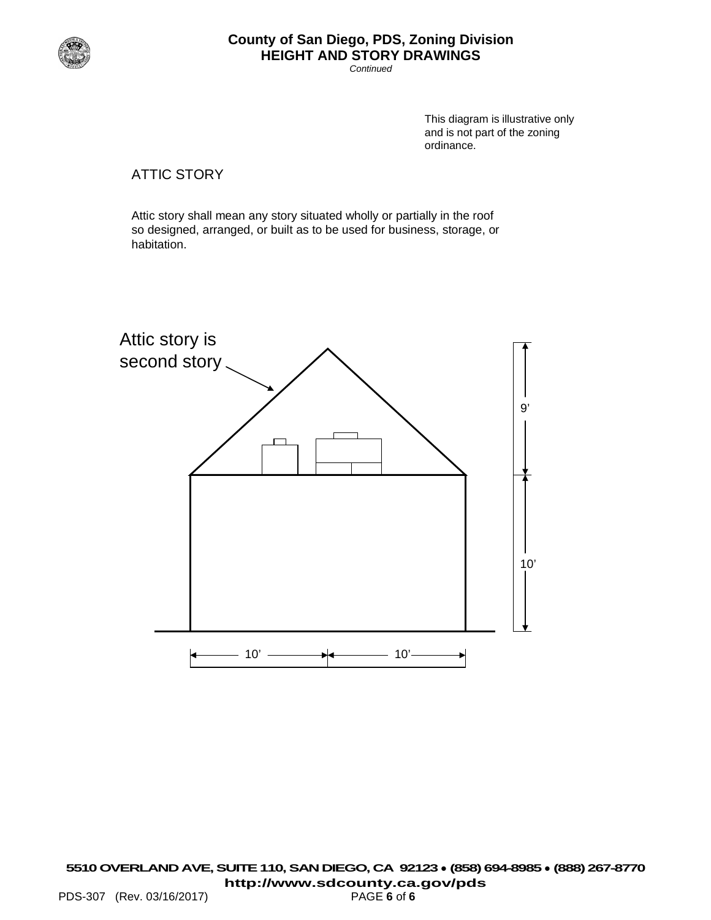This diagram is illustrative only and is not part of the zoning ordinance.

## ATTIC STORY

Attic story shall mean any story situated wholly or partially in the roof so designed, arranged, or built as to be used for business, storage, or habitation.

Attic story is second story

9’

10’

10’

10’